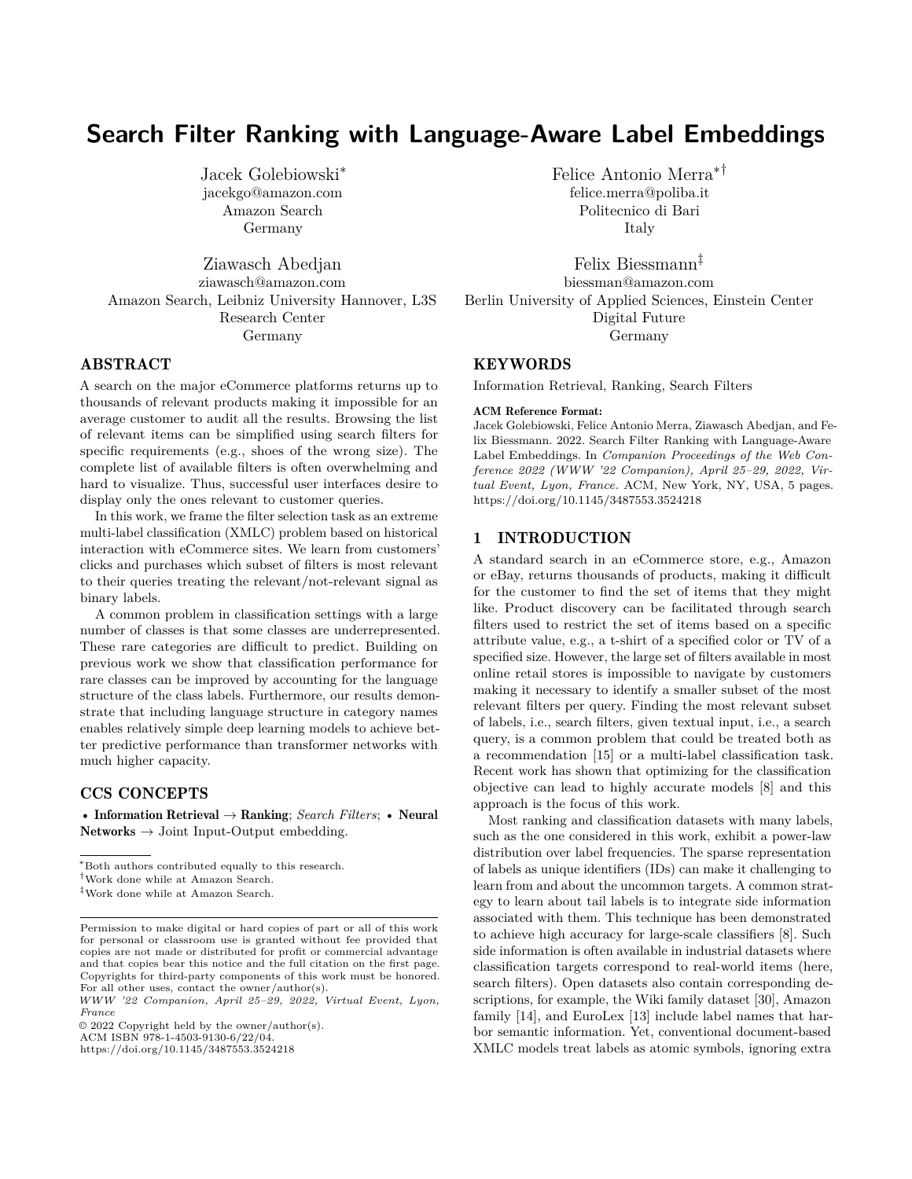# Search Filter Ranking with Language-Aware Label Embeddings

Jacek Golebiowski*
jacekgo@amazon.com
Amazon Search
Germany

Felice Antonio Merra*†
felice.merra@poliba.it
Politecnico di Bari
Italy

Ziawasch Abedjan
ziawasch@amazon.com
Amazon Search, Leibniz University Hannover, L3S Research Center
Germany

Felix Biessmann‡
biessman@amazon.com
Berlin University of Applied Sciences, Einstein Center Digital Future
Germany

## ABSTRACT

A search on the major eCommerce platforms returns up to thousands of relevant products making it impossible for an average customer to audit all the results. Browsing the list of relevant items can be simplified using search filters for specific requirements (e.g., shoes of the wrong size). The complete list of available filters is often overwhelming and hard to visualize. Thus, successful user interfaces desire to display only the ones relevant to customer queries.

In this work, we frame the filter selection task as an extreme multi-label classification (XMLC) problem based on historical interaction with eCommerce sites. We learn from customers' clicks and purchases which subset of filters is most relevant to their queries treating the relevant/not-relevant signal as binary labels.

A common problem in classification settings with a large number of classes is that some classes are underrepresented. These rare categories are difficult to predict. Building on previous work we show that classification performance for rare classes can be improved by accounting for the language structure of the class labels. Furthermore, our results demonstrate that including language structure in category names enables relatively simple deep learning models to achieve better predictive performance than transformer networks with much higher capacity.

## CCS CONCEPTS

• **Information Retrieval** → **Ranking**; *Search Filters*; • **Neural Networks** → Joint Input-Output embedding.

## KEYWORDS

Information Retrieval, Ranking, Search Filters

**ACM Reference Format:**
Jacek Golebiowski, Felice Antonio Merra, Ziawasch Abedjan, and Felix Biessmann. 2022. Search Filter Ranking with Language-Aware Label Embeddings. In *Companion Proceedings of the Web Conference 2022 (WWW '22 Companion), April 25–29, 2022, Virtual Event, Lyon, France.* ACM, New York, NY, USA, 5 pages. https://doi.org/10.1145/3487553.3524218

## 1 INTRODUCTION

A standard search in an eCommerce store, e.g., Amazon or eBay, returns thousands of products, making it difficult for the customer to find the set of items that they might like. Product discovery can be facilitated through search filters used to restrict the set of items based on a specific attribute value, e.g., a t-shirt of a specified color or TV of a specified size. However, the large set of filters available in most online retail stores is impossible to navigate by customers making it necessary to identify a smaller subset of the most relevant filters per query. Finding the most relevant subset of labels, i.e., search filters, given textual input, i.e., a search query, is a common problem that could be treated both as a recommendation [15] or a multi-label classification task. Recent work has shown that optimizing for the classification objective can lead to highly accurate models [8] and this approach is the focus of this work.

Most ranking and classification datasets with many labels, such as the one considered in this work, exhibit a power-law distribution over label frequencies. The sparse representation of labels as unique identifiers (IDs) can make it challenging to learn from and about the uncommon targets. A common strategy to learn about tail labels is to integrate side information associated with them. This technique has been demonstrated to achieve high accuracy for large-scale classifiers [8]. Such side information is often available in industrial datasets where classification targets correspond to real-world items (here, search filters). Open datasets also contain corresponding descriptions, for example, the Wiki family dataset [30], Amazon family [14], and EuroLex [13] include label names that harbor semantic information. Yet, conventional document-based XMLC models treat labels as atomic symbols, ignoring extra

*Both authors contributed equally to this research.
†Work done while at Amazon Search.
‡Work done while at Amazon Search.

Permission to make digital or hard copies of part or all of this work for personal or classroom use is granted without fee provided that copies are not made or distributed for profit or commercial advantage and that copies bear this notice and the full citation on the first page. Copyrights for third-party components of this work must be honored. For all other uses, contact the owner/author(s).
*WWW '22 Companion, April 25–29, 2022, Virtual Event, Lyon, France*
© 2022 Copyright held by the owner/author(s).
ACM ISBN 978-1-4503-9130-6/22/04.
https://doi.org/10.1145/3487553.3524218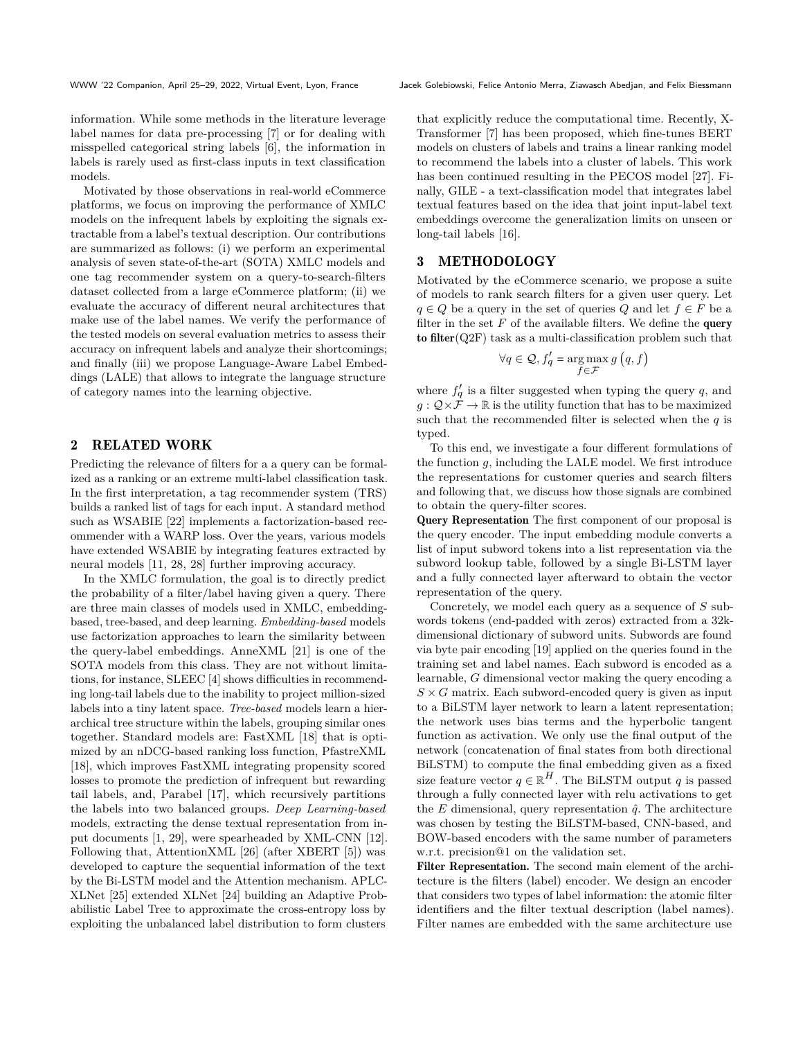information. While some methods in the literature leverage label names for data pre-processing [7] or for dealing with misspelled categorical string labels [6], the information in labels is rarely used as first-class inputs in text classification models.

Motivated by those observations in real-world eCommerce platforms, we focus on improving the performance of XMLC models on the infrequent labels by exploiting the signals extractable from a label's textual description. Our contributions are summarized as follows: (i) we perform an experimental analysis of seven state-of-the-art (SOTA) XMLC models and one tag recommender system on a query-to-search-filters dataset collected from a large eCommerce platform; (ii) we evaluate the accuracy of different neural architectures that make use of the label names. We verify the performance of the tested models on several evaluation metrics to assess their accuracy on infrequent labels and analyze their shortcomings; and finally (iii) we propose Language-Aware Label Embeddings (LALE) that allows to integrate the language structure of category names into the learning objective.

## 2 RELATED WORK

Predicting the relevance of filters for a a query can be formalized as a ranking or an extreme multi-label classification task. In the first interpretation, a tag recommender system (TRS) builds a ranked list of tags for each input. A standard method such as WSABIE [22] implements a factorization-based recommender with a WARP loss. Over the years, various models have extended WSABIE by integrating features extracted by neural models [11, 28, 28] further improving accuracy.

In the XMLC formulation, the goal is to directly predict the probability of a filter/label having given a query. There are three main classes of models used in XMLC, embedding-based, tree-based, and deep learning. *Embedding-based* models use factorization approaches to learn the similarity between the query-label embeddings. AnneXML [21] is one of the SOTA models from this class. They are not without limitations, for instance, SLEEC [4] shows difficulties in recommending long-tail labels due to the inability to project million-sized labels into a tiny latent space. *Tree-based* models learn a hierarchical tree structure within the labels, grouping similar ones together. Standard models are: FastXML [18] that is optimized by an nDCG-based ranking loss function, PfastreXML [18], which improves FastXML integrating propensity scored losses to promote the prediction of infrequent but rewarding tail labels, and, Parabel [17], which recursively partitions the labels into two balanced groups. *Deep Learning-based* models, extracting the dense textual representation from input documents [1, 29], were spearheaded by XML-CNN [12]. Following that, AttentionXML [26] (after XBERT [5]) was developed to capture the sequential information of the text by the Bi-LSTM model and the Attention mechanism. APLC-XLNet [25] extended XLNet [24] building an Adaptive Probabilistic Label Tree to approximate the cross-entropy loss by exploiting the unbalanced label distribution to form clusters that explicitly reduce the computational time. Recently, X-Transformer [7] has been proposed, which fine-tunes BERT models on clusters of labels and trains a linear ranking model to recommend the labels into a cluster of labels. This work has been continued resulting in the PECOS model [27]. Finally, GILE - a text-classification model that integrates label textual features based on the idea that joint input-label text embeddings overcome the generalization limits on unseen or long-tail labels [16].

## 3 METHODOLOGY

Motivated by the eCommerce scenario, we propose a suite of models to rank search filters for a given user query. Let $q \in Q$ be a query in the set of queries $Q$ and let $f \in F$ be a filter in the set $F$ of the available filters. We define the **query to filter**(Q2F) task as a multi-classification problem such that

$$\forall q \in \mathcal{Q}, f'_q = \underset{f \in \mathcal{F}}{\arg\max}\, g\left(q, f\right)$$

where $f'_q$ is a filter suggested when typing the query $q$, and $g : \mathcal{Q} \times \mathcal{F} \to \mathbb{R}$ is the utility function that has to be maximized such that the recommended filter is selected when the $q$ is typed.

To this end, we investigate a four different formulations of the function $g$, including the LALE model. We first introduce the representations for customer queries and search filters and following that, we discuss how those signals are combined to obtain the query-filter scores.

**Query Representation** The first component of our proposal is the query encoder. The input embedding module converts a list of input subword tokens into a list representation via the subword lookup table, followed by a single Bi-LSTM layer and a fully connected layer afterward to obtain the vector representation of the query.

Concretely, we model each query as a sequence of $S$ subwords tokens (end-padded with zeros) extracted from a 32k-dimensional dictionary of subword units. Subwords are found via byte pair encoding [19] applied on the queries found in the training set and label names. Each subword is encoded as a learnable, $G$ dimensional vector making the query encoding a $S \times G$ matrix. Each subword-encoded query is given as input to a BiLSTM layer network to learn a latent representation; the network uses bias terms and the hyperbolic tangent function as activation. We only use the final output of the network (concatenation of final states from both directional BiLSTM) to compute the final embedding given as a fixed size feature vector $q \in \mathbb{R}^H$. The BiLSTM output $q$ is passed through a fully connected layer with relu activations to get the $E$ dimensional, query representation $\hat{q}$. The architecture was chosen by testing the BiLSTM-based, CNN-based, and BOW-based encoders with the same number of parameters w.r.t. precision@1 on the validation set.

**Filter Representation.** The second main element of the architecture is the filters (label) encoder. We design an encoder that considers two types of label information: the atomic filter identifiers and the filter textual description (label names). Filter names are embedded with the same architecture use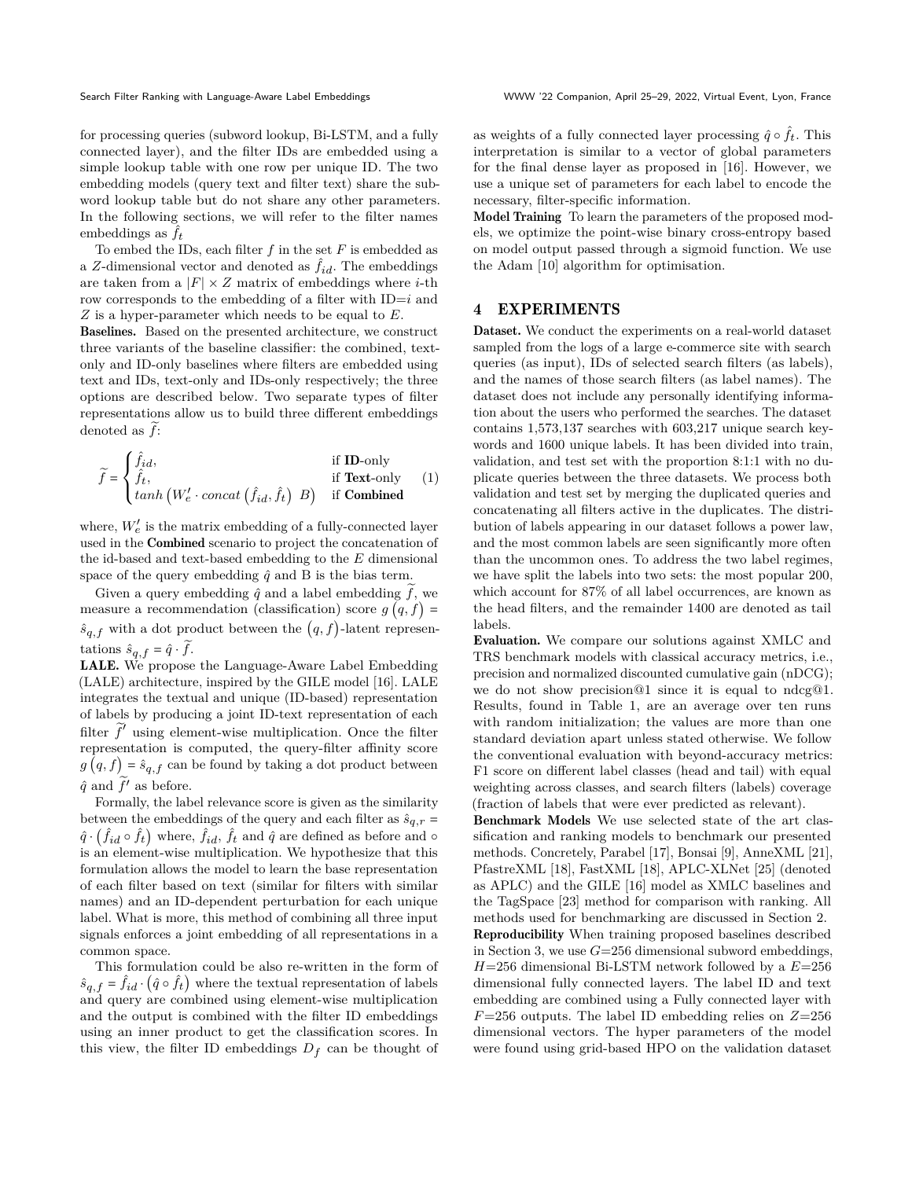for processing queries (subword lookup, Bi-LSTM, and a fully connected layer), and the filter IDs are embedded using a simple lookup table with one row per unique ID. The two embedding models (query text and filter text) share the subword lookup table but do not share any other parameters. In the following sections, we will refer to the filter names embeddings as $\hat{f}_t$

To embed the IDs, each filter $f$ in the set $F$ is embedded as a $Z$-dimensional vector and denoted as $\hat{f}_{id}$. The embeddings are taken from a $|F| \times Z$ matrix of embeddings where $i$-th row corresponds to the embedding of a filter with ID=$i$ and $Z$ is a hyper-parameter which needs to be equal to $E$.

**Baselines.** Based on the presented architecture, we construct three variants of the baseline classifier: the combined, text-only and ID-only baselines where filters are embedded using text and IDs, text-only and IDs-only respectively; the three options are described below. Two separate types of filter representations allow us to build three different embeddings denoted as $\widetilde{f}$:

$$\widetilde{f} = \begin{cases} \hat{f}_{id}, & \text{if } \textbf{ID}\text{-only} \\ \hat{f}_t, & \text{if } \textbf{Text}\text{-only} \\ tanh\left(W'_e \cdot concat\left(\hat{f}_{id}, \hat{f}_t\right) \; B\right) & \text{if } \textbf{Combined} \end{cases} \quad (1)$$

where, $W'_e$ is the matrix embedding of a fully-connected layer used in the **Combined** scenario to project the concatenation of the id-based and text-based embedding to the $E$ dimensional space of the query embedding $\hat{q}$ and B is the bias term.

Given a query embedding $\hat{q}$ and a label embedding $\widetilde{f}$, we measure a recommendation (classification) score $g\left(q, f\right) = \hat{s}_{q,f}$ with a dot product between the $\left(q, f\right)$-latent representations $\hat{s}_{q,f} = \hat{q} \cdot \widetilde{f}$.

**LALE.** We propose the Language-Aware Label Embedding (LALE) architecture, inspired by the GILE model [16]. LALE integrates the textual and unique (ID-based) representation of labels by producing a joint ID-text representation of each filter $\widetilde{f}'$ using element-wise multiplication. Once the filter representation is computed, the query-filter affinity score $g\left(q, f\right) = \hat{s}_{q,f}$ can be found by taking a dot product between $\hat{q}$ and $\widetilde{f}'$ as before.

Formally, the label relevance score is given as the similarity between the embeddings of the query and each filter as $\hat{s}_{q,r} = \hat{q} \cdot \left(\hat{f}_{id} \circ \hat{f}_t\right)$ where, $\hat{f}_{id}$, $\hat{f}_t$ and $\hat{q}$ are defined as before and $\circ$ is an element-wise multiplication. We hypothesize that this formulation allows the model to learn the base representation of each filter based on text (similar for filters with similar names) and an ID-dependent perturbation for each unique label. What is more, this method of combining all three input signals enforces a joint embedding of all representations in a common space.

This formulation could be also re-written in the form of $\hat{s}_{q,f} = \hat{f}_{id} \cdot \left(\hat{q} \circ \hat{f}_t\right)$ where the textual representation of labels and query are combined using element-wise multiplication and the output is combined with the filter ID embeddings using an inner product to get the classification scores. In this view, the filter ID embeddings $D_f$ can be thought of as weights of a fully connected layer processing $\hat{q} \circ \hat{f}_t$. This interpretation is similar to a vector of global parameters for the final dense layer as proposed in [16]. However, we use a unique set of parameters for each label to encode the necessary, filter-specific information.

**Model Training** To learn the parameters of the proposed models, we optimize the point-wise binary cross-entropy based on model output passed through a sigmoid function. We use the Adam [10] algorithm for optimisation.

## 4 EXPERIMENTS

**Dataset.** We conduct the experiments on a real-world dataset sampled from the logs of a large e-commerce site with search queries (as input), IDs of selected search filters (as labels), and the names of those search filters (as label names). The dataset does not include any personally identifying information about the users who performed the searches. The dataset contains 1,573,137 searches with 603,217 unique search keywords and 1600 unique labels. It has been divided into train, validation, and test set with the proportion 8:1:1 with no duplicate queries between the three datasets. We process both validation and test set by merging the duplicated queries and concatenating all filters active in the duplicates. The distribution of labels appearing in our dataset follows a power law, and the most common labels are seen significantly more often than the uncommon ones. To address the two label regimes, we have split the labels into two sets: the most popular 200, which account for 87% of all label occurrences, are known as the head filters, and the remainder 1400 are denoted as tail labels.

**Evaluation.** We compare our solutions against XMLC and TRS benchmark models with classical accuracy metrics, i.e., precision and normalized discounted cumulative gain (nDCG); we do not show precision@1 since it is equal to ndcg@1. Results, found in Table 1, are an average over ten runs with random initialization; the values are more than one standard deviation apart unless stated otherwise. We follow the conventional evaluation with beyond-accuracy metrics: F1 score on different label classes (head and tail) with equal weighting across classes, and search filters (labels) coverage (fraction of labels that were ever predicted as relevant).

**Benchmark Models** We use selected state of the art classification and ranking models to benchmark our presented methods. Concretely, Parabel [17], Bonsai [9], AnneXML [21], PfastreXML [18], FastXML [18], APLC-XLNet [25] (denoted as APLC) and the GILE [16] model as XMLC baselines and the TagSpace [23] method for comparison with ranking. All methods used for benchmarking are discussed in Section 2.

**Reproducibility** When training proposed baselines described in Section 3, we use $G$=256 dimensional subword embeddings, $H$=256 dimensional Bi-LSTM network followed by a $E$=256 dimensional fully connected layers. The label ID and text embedding are combined using a Fully connected layer with $F$=256 outputs. The label ID embedding relies on $Z$=256 dimensional vectors. The hyper parameters of the model were found using grid-based HPO on the validation dataset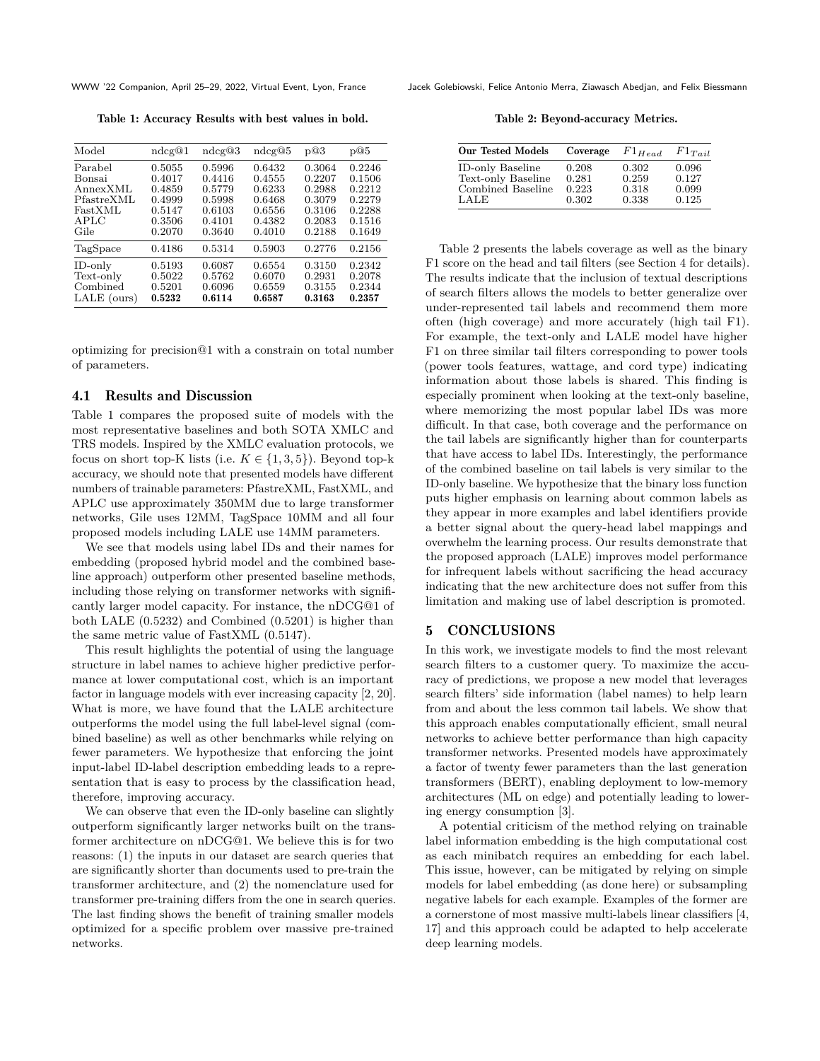Table 1: Accuracy Results with best values in bold.

| Model | ndcg@1 | ndcg@3 | ndcg@5 | p@3 | p@5 |
|---|---|---|---|---|---|
| Parabel | 0.5055 | 0.5996 | 0.6432 | 0.3064 | 0.2246 |
| Bonsai | 0.4017 | 0.4416 | 0.4555 | 0.2207 | 0.1506 |
| AnnexXML | 0.4859 | 0.5779 | 0.6233 | 0.2988 | 0.2212 |
| PfastreXML | 0.4999 | 0.5998 | 0.6468 | 0.3079 | 0.2279 |
| FastXML | 0.5147 | 0.6103 | 0.6556 | 0.3106 | 0.2288 |
| APLC | 0.3506 | 0.4101 | 0.4382 | 0.2083 | 0.1516 |
| Gile | 0.2070 | 0.3640 | 0.4010 | 0.2188 | 0.1649 |
| TagSpace | 0.4186 | 0.5314 | 0.5903 | 0.2776 | 0.2156 |
| ID-only | 0.5193 | 0.6087 | 0.6554 | 0.3150 | 0.2342 |
| Text-only | 0.5022 | 0.5762 | 0.6070 | 0.2931 | 0.2078 |
| Combined | 0.5201 | 0.6096 | 0.6559 | 0.3155 | 0.2344 |
| LALE (ours) | **0.5232** | **0.6114** | **0.6587** | **0.3163** | **0.2357** |

optimizing for precision@1 with a constrain on total number of parameters.

### 4.1 Results and Discussion

Table 1 compares the proposed suite of models with the most representative baselines and both SOTA XMLC and TRS models. Inspired by the XMLC evaluation protocols, we focus on short top-K lists (i.e. $K \in \{1, 3, 5\}$). Beyond top-k accuracy, we should note that presented models have different numbers of trainable parameters: PfastreXML, FastXML, and APLC use approximately 350MM due to large transformer networks, Gile uses 12MM, TagSpace 10MM and all four proposed models including LALE use 14MM parameters.

We see that models using label IDs and their names for embedding (proposed hybrid model and the combined baseline approach) outperform other presented baseline methods, including those relying on transformer networks with significantly larger model capacity. For instance, the nDCG@1 of both LALE (0.5232) and Combined (0.5201) is higher than the same metric value of FastXML (0.5147).

This result highlights the potential of using the language structure in label names to achieve higher predictive performance at lower computational cost, which is an important factor in language models with ever increasing capacity [2, 20]. What is more, we have found that the LALE architecture outperforms the model using the full label-level signal (combined baseline) as well as other benchmarks while relying on fewer parameters. We hypothesize that enforcing the joint input-label ID-label description embedding leads to a representation that is easy to process by the classification head, therefore, improving accuracy.

We can observe that even the ID-only baseline can slightly outperform significantly larger networks built on the transformer architecture on nDCG@1. We believe this is for two reasons: (1) the inputs in our dataset are search queries that are significantly shorter than documents used to pre-train the transformer architecture, and (2) the nomenclature used for transformer pre-training differs from the one in search queries. The last finding shows the benefit of training smaller models optimized for a specific problem over massive pre-trained networks.

Table 2: Beyond-accuracy Metrics.

| **Our Tested Models** | **Coverage** | $F1_{Head}$ | $F1_{Tail}$ |
|---|---|---|---|
| ID-only Baseline | 0.208 | 0.302 | 0.096 |
| Text-only Baseline | 0.281 | 0.259 | 0.127 |
| Combined Baseline | 0.223 | 0.318 | 0.099 |
| LALE | 0.302 | 0.338 | 0.125 |

Table 2 presents the labels coverage as well as the binary F1 score on the head and tail filters (see Section 4 for details). The results indicate that the inclusion of textual descriptions of search filters allows the models to better generalize over under-represented tail labels and recommend them more often (high coverage) and more accurately (high tail F1). For example, the text-only and LALE model have higher F1 on three similar tail filters corresponding to power tools (power tools features, wattage, and cord type) indicating information about those labels is shared. This finding is especially prominent when looking at the text-only baseline, where memorizing the most popular label IDs was more difficult. In that case, both coverage and the performance on the tail labels are significantly higher than for counterparts that have access to label IDs. Interestingly, the performance of the combined baseline on tail labels is very similar to the ID-only baseline. We hypothesize that the binary loss function puts higher emphasis on learning about common labels as they appear in more examples and label identifiers provide a better signal about the query-head label mappings and overwhelm the learning process. Our results demonstrate that the proposed approach (LALE) improves model performance for infrequent labels without sacrificing the head accuracy indicating that the new architecture does not suffer from this limitation and making use of label description is promoted.

## 5 CONCLUSIONS

In this work, we investigate models to find the most relevant search filters to a customer query. To maximize the accuracy of predictions, we propose a new model that leverages search filters' side information (label names) to help learn from and about the less common tail labels. We show that this approach enables computationally efficient, small neural networks to achieve better performance than high capacity transformer networks. Presented models have approximately a factor of twenty fewer parameters than the last generation transformers (BERT), enabling deployment to low-memory architectures (ML on edge) and potentially leading to lowering energy consumption [3].

A potential criticism of the method relying on trainable label information embedding is the high computational cost as each minibatch requires an embedding for each label. This issue, however, can be mitigated by relying on simple models for label embedding (as done here) or subsampling negative labels for each example. Examples of the former are a cornerstone of most massive multi-labels linear classifiers [4, 17] and this approach could be adapted to help accelerate deep learning models.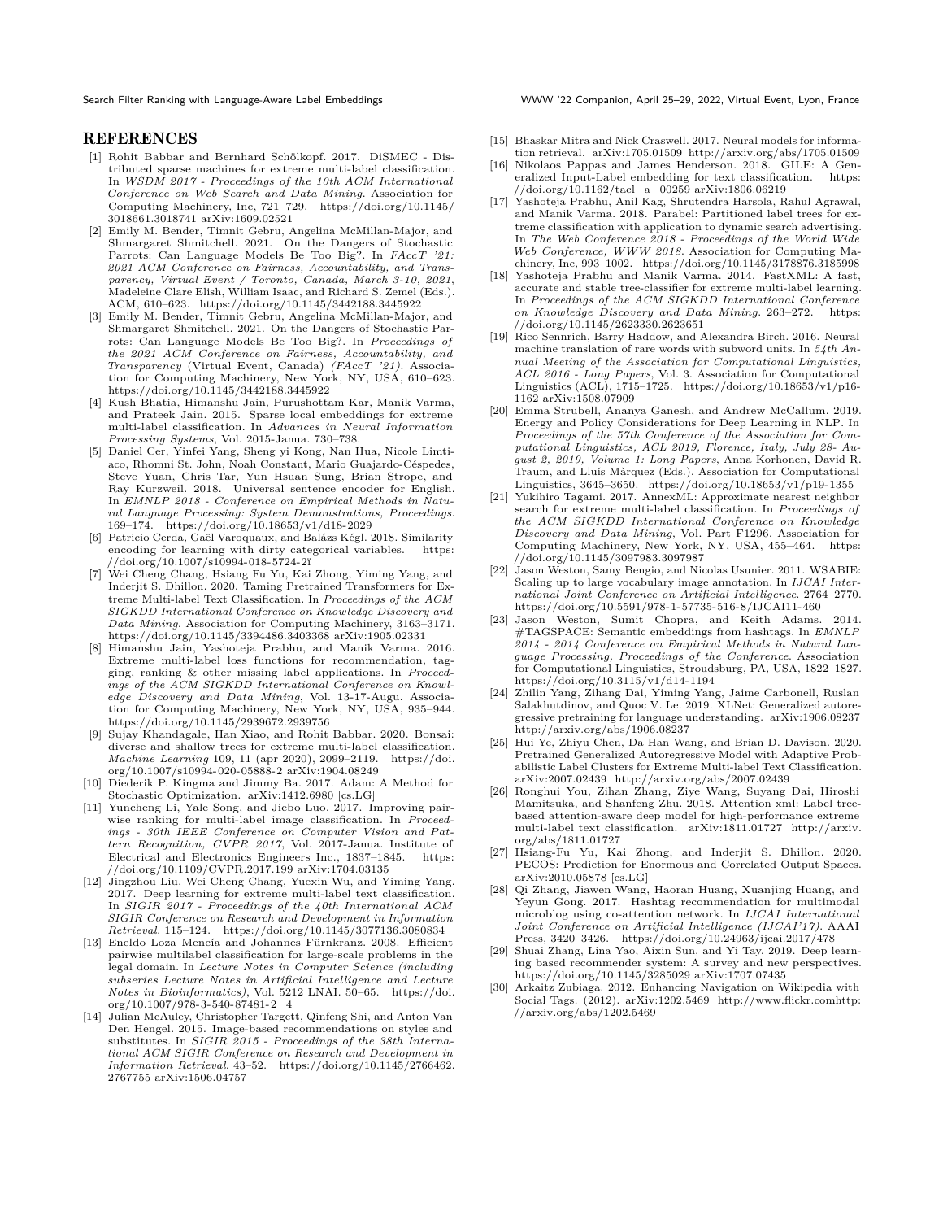## REFERENCES

- [1] Rohit Babbar and Bernhard Schölkopf. 2017. DiSMEC - Distributed sparse machines for extreme multi-label classification. In *WSDM 2017 - Proceedings of the 10th ACM International Conference on Web Search and Data Mining*. Association for Computing Machinery, Inc, 721–729. https://doi.org/10.1145/3018661.3018741 arXiv:1609.02521
- [2] Emily M. Bender, Timnit Gebru, Angelina McMillan-Major, and Shmargaret Shmitchell. 2021. On the Dangers of Stochastic Parrots: Can Language Models Be Too Big?. In *FAccT '21: 2021 ACM Conference on Fairness, Accountability, and Transparency, Virtual Event / Toronto, Canada, March 3-10, 2021*, Madeleine Clare Elish, William Isaac, and Richard S. Zemel (Eds.). ACM, 610–623. https://doi.org/10.1145/3442188.3445922
- [3] Emily M. Bender, Timnit Gebru, Angelina McMillan-Major, and Shmargaret Shmitchell. 2021. On the Dangers of Stochastic Parrots: Can Language Models Be Too Big?. In *Proceedings of the 2021 ACM Conference on Fairness, Accountability, and Transparency* (Virtual Event, Canada) *(FAccT '21)*. Association for Computing Machinery, New York, NY, USA, 610–623. https://doi.org/10.1145/3442188.3445922
- [4] Kush Bhatia, Himanshu Jain, Purushottam Kar, Manik Varma, and Prateek Jain. 2015. Sparse local embeddings for extreme multi-label classification. In *Advances in Neural Information Processing Systems*, Vol. 2015-Janua. 730–738.
- [5] Daniel Cer, Yinfei Yang, Sheng yi Kong, Nan Hua, Nicole Limtiaco, Rhomni St. John, Noah Constant, Mario Guajardo-Céspedes, Steve Yuan, Chris Tar, Yun Hsuan Sung, Brian Strope, and Ray Kurzweil. 2018. Universal sentence encoder for English. In *EMNLP 2018 - Conference on Empirical Methods in Natural Language Processing: System Demonstrations, Proceedings*. 169–174. https://doi.org/10.18653/v1/d18-2029
- [6] Patricio Cerda, Gaël Varoquaux, and Balázs Kégl. 2018. Similarity encoding for learning with dirty categorical variables. https://doi.org/10.1007/s10994-018-5724-2ï
- [7] Wei Cheng Chang, Hsiang Fu Yu, Kai Zhong, Yiming Yang, and Inderjit S. Dhillon. 2020. Taming Pretrained Transformers for Extreme Multi-label Text Classification. In *Proceedings of the ACM SIGKDD International Conference on Knowledge Discovery and Data Mining*. Association for Computing Machinery, 3163–3171. https://doi.org/10.1145/3394486.3403368 arXiv:1905.02331
- [8] Himanshu Jain, Yashoteja Prabhu, and Manik Varma. 2016. Extreme multi-label loss functions for recommendation, tagging, ranking & other missing label applications. In *Proceedings of the ACM SIGKDD International Conference on Knowledge Discovery and Data Mining*, Vol. 13-17-Augu. Association for Computing Machinery, New York, NY, USA, 935–944. https://doi.org/10.1145/2939672.2939756
- [9] Sujay Khandagale, Han Xiao, and Rohit Babbar. 2020. Bonsai: diverse and shallow trees for extreme multi-label classification. *Machine Learning* 109, 11 (apr 2020), 2099–2119. https://doi.org/10.1007/s10994-020-05888-2 arXiv:1904.08249
- [10] Diederik P. Kingma and Jimmy Ba. 2017. Adam: A Method for Stochastic Optimization. arXiv:1412.6980 [cs.LG]
- [11] Yuncheng Li, Yale Song, and Jiebo Luo. 2017. Improving pairwise ranking for multi-label image classification. In *Proceedings - 30th IEEE Conference on Computer Vision and Pattern Recognition, CVPR 2017*, Vol. 2017-Janua. Institute of Electrical and Electronics Engineers Inc., 1837–1845. https://doi.org/10.1109/CVPR.2017.199 arXiv:1704.03135
- [12] Jingzhou Liu, Wei Cheng Chang, Yuexin Wu, and Yiming Yang. 2017. Deep learning for extreme multi-label text classification. In *SIGIR 2017 - Proceedings of the 40th International ACM SIGIR Conference on Research and Development in Information Retrieval*. 115–124. https://doi.org/10.1145/3077136.3080834
- [13] Eneldo Loza Mencía and Johannes Fürnkranz. 2008. Efficient pairwise multilabel classification for large-scale problems in the legal domain. In *Lecture Notes in Computer Science (including subseries Lecture Notes in Artificial Intelligence and Lecture Notes in Bioinformatics)*, Vol. 5212 LNAI. 50–65. https://doi.org/10.1007/978-3-540-87481-2_4
- [14] Julian McAuley, Christopher Targett, Qinfeng Shi, and Anton Van Den Hengel. 2015. Image-based recommendations on styles and substitutes. In *SIGIR 2015 - Proceedings of the 38th International ACM SIGIR Conference on Research and Development in Information Retrieval*. 43–52. https://doi.org/10.1145/2766462.2767755 arXiv:1506.04757
- [15] Bhaskar Mitra and Nick Craswell. 2017. Neural models for information retrieval. arXiv:1705.01509 http://arxiv.org/abs/1705.01509
- [16] Nikolaos Pappas and James Henderson. 2018. GILE: A Generalized Input-Label embedding for text classification. https://doi.org/10.1162/tacl_a_00259 arXiv:1806.06219
- [17] Yashoteja Prabhu, Anil Kag, Shrutendra Harsola, Rahul Agrawal, and Manik Varma. 2018. Parabel: Partitioned label trees for extreme classification with application to dynamic search advertising. In *The Web Conference 2018 - Proceedings of the World Wide Web Conference, WWW 2018*. Association for Computing Machinery, Inc, 993–1002. https://doi.org/10.1145/3178876.3185998
- [18] Yashoteja Prabhu and Manik Varma. 2014. FastXML: A fast, accurate and stable tree-classifier for extreme multi-label learning. In *Proceedings of the ACM SIGKDD International Conference on Knowledge Discovery and Data Mining*. 263–272. https://doi.org/10.1145/2623330.2623651
- [19] Rico Sennrich, Barry Haddow, and Alexandra Birch. 2016. Neural machine translation of rare words with subword units. In *54th Annual Meeting of the Association for Computational Linguistics, ACL 2016 - Long Papers*, Vol. 3. Association for Computational Linguistics (ACL), 1715–1725. https://doi.org/10.18653/v1/p16-1162 arXiv:1508.07909
- [20] Emma Strubell, Ananya Ganesh, and Andrew McCallum. 2019. Energy and Policy Considerations for Deep Learning in NLP. In *Proceedings of the 57th Conference of the Association for Computational Linguistics, ACL 2019, Florence, Italy, July 28- August 2, 2019, Volume 1: Long Papers*, Anna Korhonen, David R. Traum, and Lluís Màrquez (Eds.). Association for Computational Linguistics, 3645–3650. https://doi.org/10.18653/v1/p19-1355
- [21] Yukihiro Tagami. 2017. AnnexML: Approximate nearest neighbor search for extreme multi-label classification. In *Proceedings of the ACM SIGKDD International Conference on Knowledge Discovery and Data Mining*, Vol. Part F1296. Association for Computing Machinery, New York, NY, USA, 455–464. https://doi.org/10.1145/3097983.3097987
- [22] Jason Weston, Samy Bengio, and Nicolas Usunier. 2011. WSABIE: Scaling up to large vocabulary image annotation. In *IJCAI International Joint Conference on Artificial Intelligence*. 2764–2770. https://doi.org/10.5591/978-1-57735-516-8/IJCAI11-460
- [23] Jason Weston, Sumit Chopra, and Keith Adams. 2014. #TAGSPACE: Semantic embeddings from hashtags. In *EMNLP 2014 - 2014 Conference on Empirical Methods in Natural Language Processing, Proceedings of the Conference*. Association for Computational Linguistics, Stroudsburg, PA, USA, 1822–1827. https://doi.org/10.3115/v1/d14-1194
- [24] Zhilin Yang, Zihang Dai, Yiming Yang, Jaime Carbonell, Ruslan Salakhutdinov, and Quoc V. Le. 2019. XLNet: Generalized autoregressive pretraining for language understanding. arXiv:1906.08237 http://arxiv.org/abs/1906.08237
- [25] Hui Ye, Zhiyu Chen, Da Han Wang, and Brian D. Davison. 2020. Pretrained Generalized Autoregressive Model with Adaptive Probabilistic Label Clusters for Extreme Multi-label Text Classification. arXiv:2007.02439 http://arxiv.org/abs/2007.02439
- [26] Ronghui You, Zihan Zhang, Ziye Wang, Suyang Dai, Hiroshi Mamitsuka, and Shanfeng Zhu. 2018. Attention xml: Label tree-based attention-aware deep model for high-performance extreme multi-label text classification. arXiv:1811.01727 http://arxiv.org/abs/1811.01727
- [27] Hsiang-Fu Yu, Kai Zhong, and Inderjit S. Dhillon. 2020. PECOS: Prediction for Enormous and Correlated Output Spaces. arXiv:2010.05878 [cs.LG]
- [28] Qi Zhang, Jiawen Wang, Haoran Huang, Xuanjing Huang, and Yeyun Gong. 2017. Hashtag recommendation for multimodal microblog using co-attention network. In *IJCAI International Joint Conference on Artificial Intelligence (IJCAI'17)*. AAAI Press, 3420–3426. https://doi.org/10.24963/ijcai.2017/478
- [29] Shuai Zhang, Lina Yao, Aixin Sun, and Yi Tay. 2019. Deep learning based recommender system: A survey and new perspectives. https://doi.org/10.1145/3285029 arXiv:1707.07435
- [30] Arkaitz Zubiaga. 2012. Enhancing Navigation on Wikipedia with Social Tags. (2012). arXiv:1202.5469 http://www.flickr.comhttp://arxiv.org/abs/1202.5469